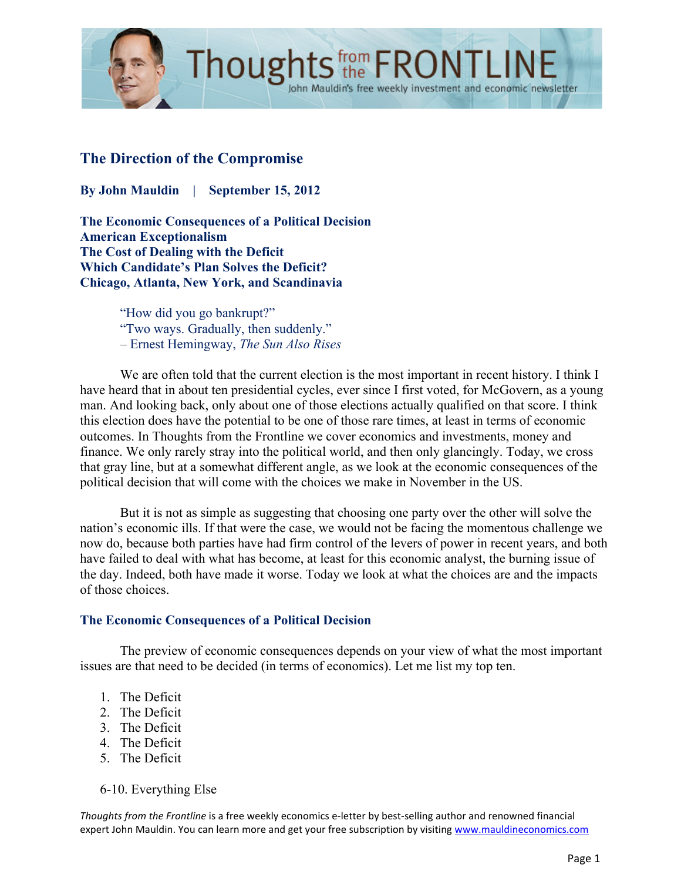# The Direction of the Compromise

**By John Mauldin | September 15, 2012**

**The Economic Consequences of a Political Decision**
**American Exceptionalism**
**The Cost of Dealing with the Deficit**
**Which Candidate's Plan Solves the Deficit?**
**Chicago, Atlanta, New York, and Scandinavia**

> "How did you go bankrupt?"
> "Two ways. Gradually, then suddenly."
> – Ernest Hemingway, *The Sun Also Rises*

We are often told that the current election is the most important in recent history. I think I have heard that in about ten presidential cycles, ever since I first voted, for McGovern, as a young man. And looking back, only about one of those elections actually qualified on that score. I think this election does have the potential to be one of those rare times, at least in terms of economic outcomes. In Thoughts from the Frontline we cover economics and investments, money and finance. We only rarely stray into the political world, and then only glancingly. Today, we cross that gray line, but at a somewhat different angle, as we look at the economic consequences of the political decision that will come with the choices we make in November in the US.

But it is not as simple as suggesting that choosing one party over the other will solve the nation's economic ills. If that were the case, we would not be facing the momentous challenge we now do, because both parties have had firm control of the levers of power in recent years, and both have failed to deal with what has become, at least for this economic analyst, the burning issue of the day. Indeed, both have made it worse. Today we look at what the choices are and the impacts of those choices.

## The Economic Consequences of a Political Decision

The preview of economic consequences depends on your view of what the most important issues are that need to be decided (in terms of economics). Let me list my top ten.

1. The Deficit
2. The Deficit
3. The Deficit
4. The Deficit
5. The Deficit

6-10. Everything Else

*Thoughts from the Frontline* is a free weekly economics e-letter by best-selling author and renowned financial expert John Mauldin. You can learn more and get your free subscription by visiting www.mauldineconomics.com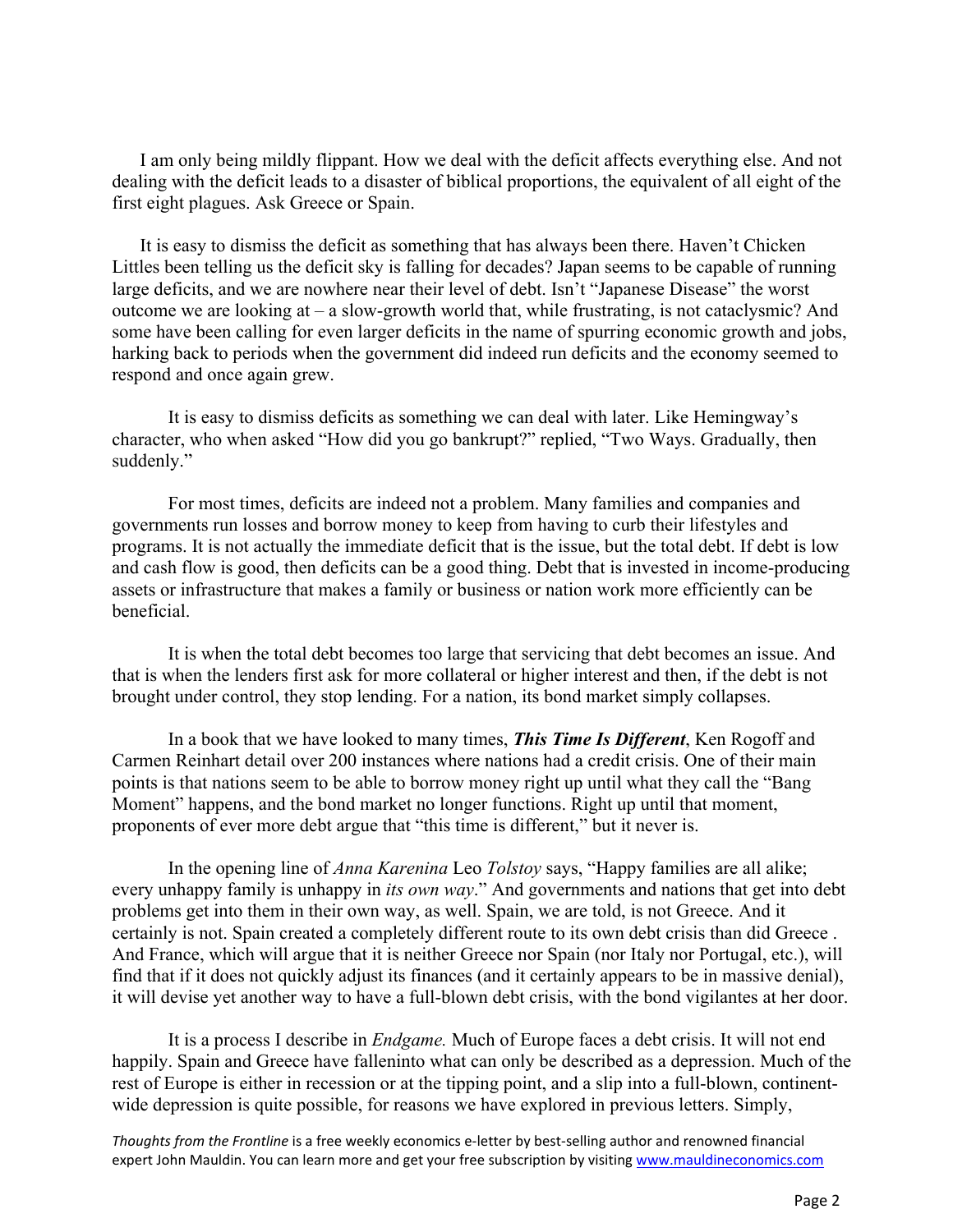I am only being mildly flippant. How we deal with the deficit affects everything else. And not dealing with the deficit leads to a disaster of biblical proportions, the equivalent of all eight of the first eight plagues. Ask Greece or Spain.

It is easy to dismiss the deficit as something that has always been there. Haven't Chicken Littles been telling us the deficit sky is falling for decades? Japan seems to be capable of running large deficits, and we are nowhere near their level of debt. Isn't "Japanese Disease" the worst outcome we are looking at – a slow-growth world that, while frustrating, is not cataclysmic? And some have been calling for even larger deficits in the name of spurring economic growth and jobs, harking back to periods when the government did indeed run deficits and the economy seemed to respond and once again grew.

It is easy to dismiss deficits as something we can deal with later. Like Hemingway's character, who when asked "How did you go bankrupt?" replied, "Two Ways. Gradually, then suddenly."

For most times, deficits are indeed not a problem. Many families and companies and governments run losses and borrow money to keep from having to curb their lifestyles and programs. It is not actually the immediate deficit that is the issue, but the total debt. If debt is low and cash flow is good, then deficits can be a good thing. Debt that is invested in income-producing assets or infrastructure that makes a family or business or nation work more efficiently can be beneficial.

It is when the total debt becomes too large that servicing that debt becomes an issue. And that is when the lenders first ask for more collateral or higher interest and then, if the debt is not brought under control, they stop lending. For a nation, its bond market simply collapses.

In a book that we have looked to many times, ***This Time Is Different***, Ken Rogoff and Carmen Reinhart detail over 200 instances where nations had a credit crisis. One of their main points is that nations seem to be able to borrow money right up until what they call the "Bang Moment" happens, and the bond market no longer functions. Right up until that moment, proponents of ever more debt argue that "this time is different," but it never is.

In the opening line of *Anna Karenina* Leo *Tolstoy* says, "Happy families are all alike; every unhappy family is unhappy in *its own way*." And governments and nations that get into debt problems get into them in their own way, as well. Spain, we are told, is not Greece. And it certainly is not. Spain created a completely different route to its own debt crisis than did Greece . And France, which will argue that it is neither Greece nor Spain (nor Italy nor Portugal, etc.), will find that if it does not quickly adjust its finances (and it certainly appears to be in massive denial), it will devise yet another way to have a full-blown debt crisis, with the bond vigilantes at her door.

It is a process I describe in *Endgame.* Much of Europe faces a debt crisis. It will not end happily. Spain and Greece have fallen into what can only be described as a depression. Much of the rest of Europe is either in recession or at the tipping point, and a slip into a full-blown, continent-wide depression is quite possible, for reasons we have explored in previous letters. Simply,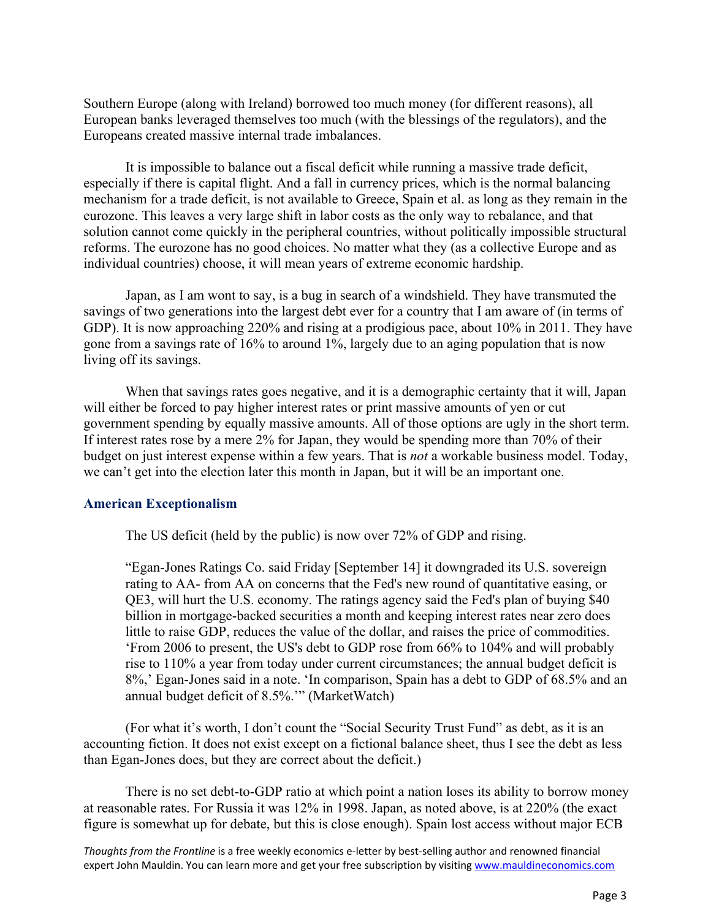Southern Europe (along with Ireland) borrowed too much money (for different reasons), all European banks leveraged themselves too much (with the blessings of the regulators), and the Europeans created massive internal trade imbalances.

It is impossible to balance out a fiscal deficit while running a massive trade deficit, especially if there is capital flight. And a fall in currency prices, which is the normal balancing mechanism for a trade deficit, is not available to Greece, Spain et al. as long as they remain in the eurozone. This leaves a very large shift in labor costs as the only way to rebalance, and that solution cannot come quickly in the peripheral countries, without politically impossible structural reforms. The eurozone has no good choices. No matter what they (as a collective Europe and as individual countries) choose, it will mean years of extreme economic hardship.

Japan, as I am wont to say, is a bug in search of a windshield. They have transmuted the savings of two generations into the largest debt ever for a country that I am aware of (in terms of GDP). It is now approaching 220% and rising at a prodigious pace, about 10% in 2011. They have gone from a savings rate of 16% to around 1%, largely due to an aging population that is now living off its savings.

When that savings rates goes negative, and it is a demographic certainty that it will, Japan will either be forced to pay higher interest rates or print massive amounts of yen or cut government spending by equally massive amounts. All of those options are ugly in the short term. If interest rates rose by a mere 2% for Japan, they would be spending more than 70% of their budget on just interest expense within a few years. That is *not* a workable business model. Today, we can't get into the election later this month in Japan, but it will be an important one.

### American Exceptionalism

The US deficit (held by the public) is now over 72% of GDP and rising.

> "Egan-Jones Ratings Co. said Friday [September 14] it downgraded its U.S. sovereign rating to AA- from AA on concerns that the Fed's new round of quantitative easing, or QE3, will hurt the U.S. economy. The ratings agency said the Fed's plan of buying $40 billion in mortgage-backed securities a month and keeping interest rates near zero does little to raise GDP, reduces the value of the dollar, and raises the price of commodities. 'From 2006 to present, the US's debt to GDP rose from 66% to 104% and will probably rise to 110% a year from today under current circumstances; the annual budget deficit is 8%,' Egan-Jones said in a note. 'In comparison, Spain has a debt to GDP of 68.5% and an annual budget deficit of 8.5%.'" (MarketWatch)

(For what it's worth, I don't count the "Social Security Trust Fund" as debt, as it is an accounting fiction. It does not exist except on a fictional balance sheet, thus I see the debt as less than Egan-Jones does, but they are correct about the deficit.)

There is no set debt-to-GDP ratio at which point a nation loses its ability to borrow money at reasonable rates. For Russia it was 12% in 1998. Japan, as noted above, is at 220% (the exact figure is somewhat up for debate, but this is close enough). Spain lost access without major ECB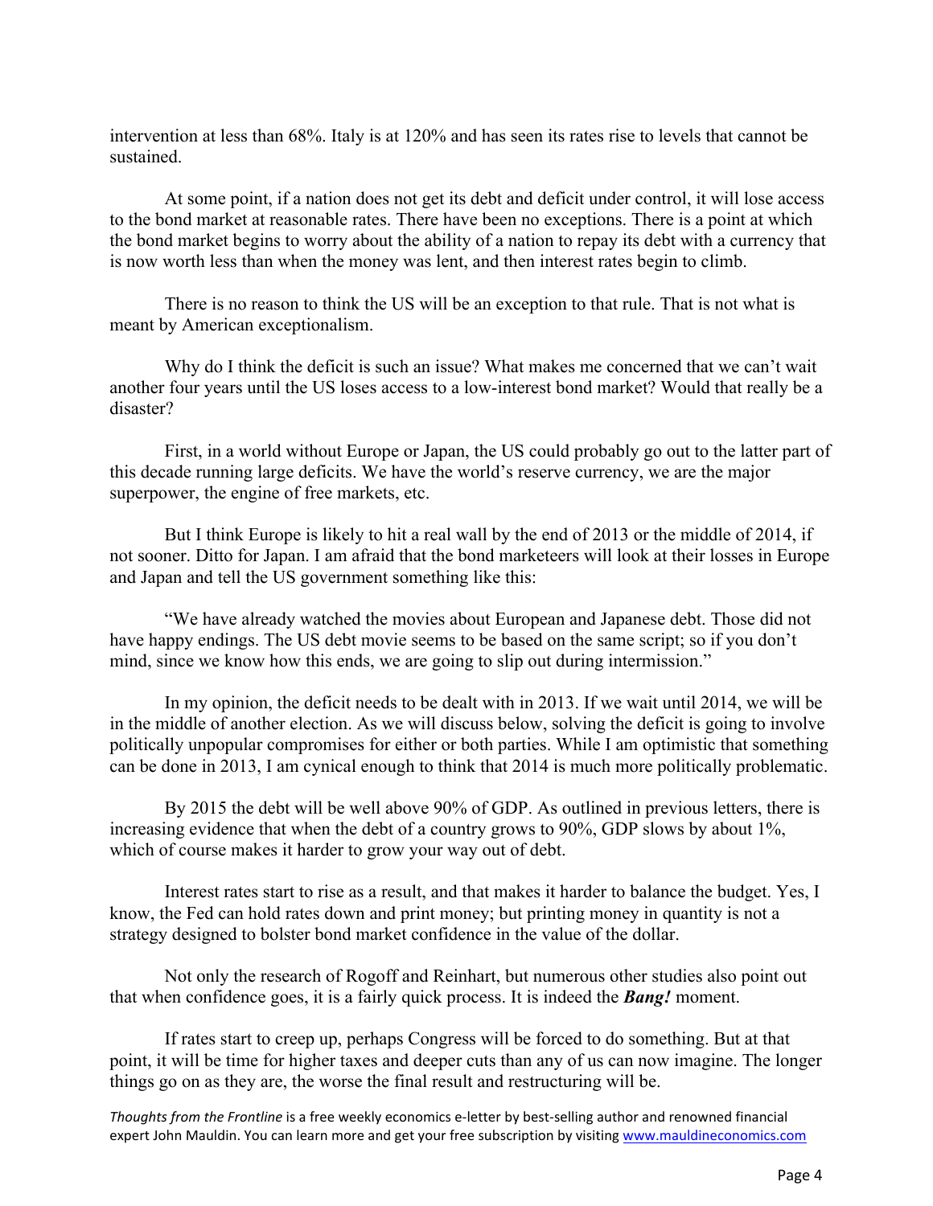intervention at less than 68%. Italy is at 120% and has seen its rates rise to levels that cannot be sustained.

At some point, if a nation does not get its debt and deficit under control, it will lose access to the bond market at reasonable rates. There have been no exceptions. There is a point at which the bond market begins to worry about the ability of a nation to repay its debt with a currency that is now worth less than when the money was lent, and then interest rates begin to climb.

There is no reason to think the US will be an exception to that rule. That is not what is meant by American exceptionalism.

Why do I think the deficit is such an issue? What makes me concerned that we can't wait another four years until the US loses access to a low-interest bond market? Would that really be a disaster?

First, in a world without Europe or Japan, the US could probably go out to the latter part of this decade running large deficits. We have the world's reserve currency, we are the major superpower, the engine of free markets, etc.

But I think Europe is likely to hit a real wall by the end of 2013 or the middle of 2014, if not sooner. Ditto for Japan. I am afraid that the bond marketeers will look at their losses in Europe and Japan and tell the US government something like this:

"We have already watched the movies about European and Japanese debt. Those did not have happy endings. The US debt movie seems to be based on the same script; so if you don't mind, since we know how this ends, we are going to slip out during intermission."

In my opinion, the deficit needs to be dealt with in 2013. If we wait until 2014, we will be in the middle of another election. As we will discuss below, solving the deficit is going to involve politically unpopular compromises for either or both parties. While I am optimistic that something can be done in 2013, I am cynical enough to think that 2014 is much more politically problematic.

By 2015 the debt will be well above 90% of GDP. As outlined in previous letters, there is increasing evidence that when the debt of a country grows to 90%, GDP slows by about 1%, which of course makes it harder to grow your way out of debt.

Interest rates start to rise as a result, and that makes it harder to balance the budget. Yes, I know, the Fed can hold rates down and print money; but printing money in quantity is not a strategy designed to bolster bond market confidence in the value of the dollar.

Not only the research of Rogoff and Reinhart, but numerous other studies also point out that when confidence goes, it is a fairly quick process. It is indeed the ***Bang!*** moment.

If rates start to creep up, perhaps Congress will be forced to do something. But at that point, it will be time for higher taxes and deeper cuts than any of us can now imagine. The longer things go on as they are, the worse the final result and restructuring will be.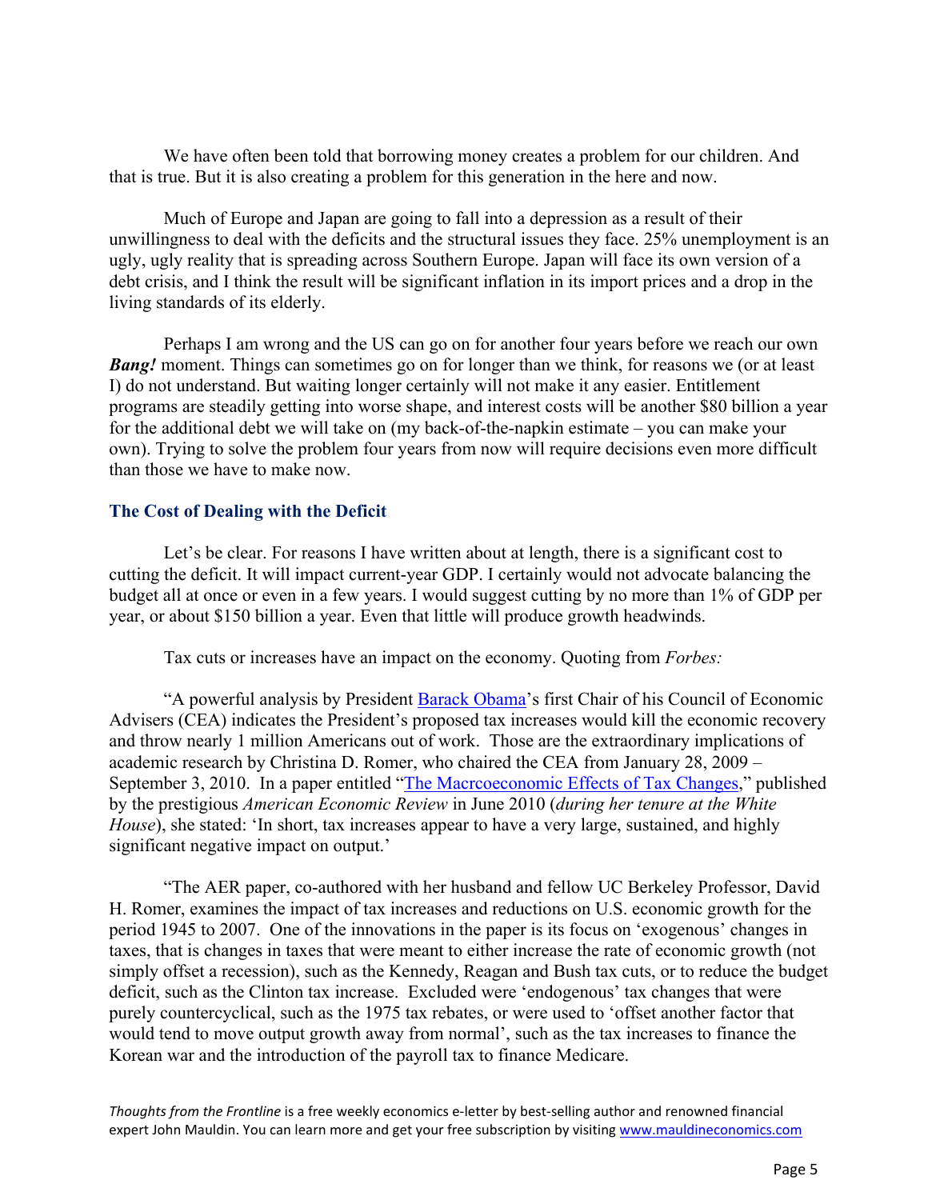We have often been told that borrowing money creates a problem for our children. And that is true. But it is also creating a problem for this generation in the here and now.

Much of Europe and Japan are going to fall into a depression as a result of their unwillingness to deal with the deficits and the structural issues they face. 25% unemployment is an ugly, ugly reality that is spreading across Southern Europe. Japan will face its own version of a debt crisis, and I think the result will be significant inflation in its import prices and a drop in the living standards of its elderly.

Perhaps I am wrong and the US can go on for another four years before we reach our own ***Bang!*** moment. Things can sometimes go on for longer than we think, for reasons we (or at least I) do not understand. But waiting longer certainly will not make it any easier. Entitlement programs are steadily getting into worse shape, and interest costs will be another $80 billion a year for the additional debt we will take on (my back-of-the-napkin estimate – you can make your own). Trying to solve the problem four years from now will require decisions even more difficult than those we have to make now.

## The Cost of Dealing with the Deficit

Let's be clear. For reasons I have written about at length, there is a significant cost to cutting the deficit. It will impact current-year GDP. I certainly would not advocate balancing the budget all at once or even in a few years. I would suggest cutting by no more than 1% of GDP per year, or about $150 billion a year. Even that little will produce growth headwinds.

Tax cuts or increases have an impact on the economy. Quoting from *Forbes:*

"A powerful analysis by President Barack Obama's first Chair of his Council of Economic Advisers (CEA) indicates the President's proposed tax increases would kill the economic recovery and throw nearly 1 million Americans out of work. Those are the extraordinary implications of academic research by Christina D. Romer, who chaired the CEA from January 28, 2009 – September 3, 2010. In a paper entitled "The Macrcoeconomic Effects of Tax Changes," published by the prestigious *American Economic Review* in June 2010 (*during her tenure at the White House*), she stated: 'In short, tax increases appear to have a very large, sustained, and highly significant negative impact on output.'

"The AER paper, co-authored with her husband and fellow UC Berkeley Professor, David H. Romer, examines the impact of tax increases and reductions on U.S. economic growth for the period 1945 to 2007. One of the innovations in the paper is its focus on 'exogenous' changes in taxes, that is changes in taxes that were meant to either increase the rate of economic growth (not simply offset a recession), such as the Kennedy, Reagan and Bush tax cuts, or to reduce the budget deficit, such as the Clinton tax increase. Excluded were 'endogenous' tax changes that were purely countercyclical, such as the 1975 tax rebates, or were used to 'offset another factor that would tend to move output growth away from normal', such as the tax increases to finance the Korean war and the introduction of the payroll tax to finance Medicare.

*Thoughts from the Frontline* is a free weekly economics e-letter by best-selling author and renowned financial expert John Mauldin. You can learn more and get your free subscription by visiting www.mauldineconomics.com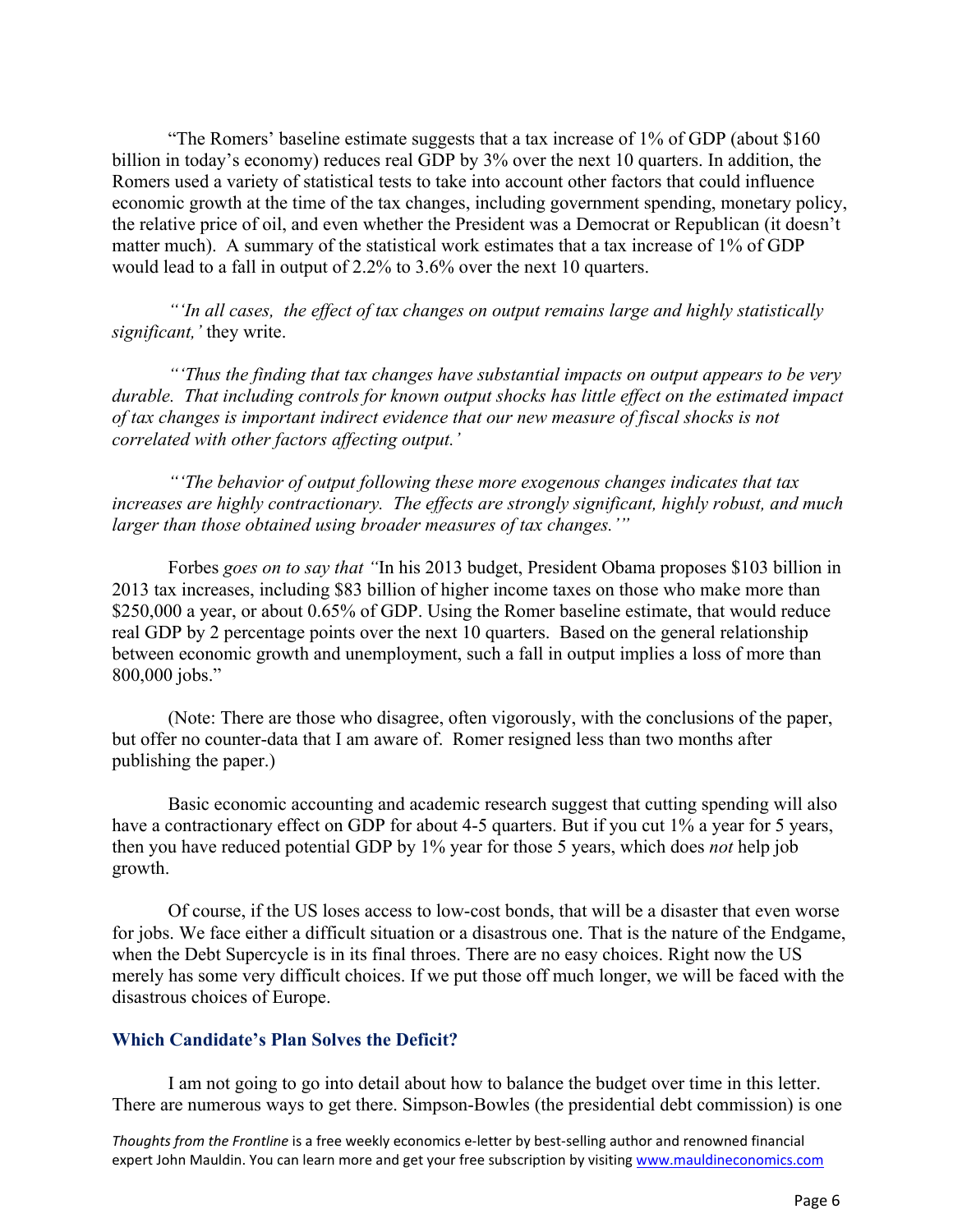"The Romers' baseline estimate suggests that a tax increase of 1% of GDP (about $160 billion in today's economy) reduces real GDP by 3% over the next 10 quarters. In addition, the Romers used a variety of statistical tests to take into account other factors that could influence economic growth at the time of the tax changes, including government spending, monetary policy, the relative price of oil, and even whether the President was a Democrat or Republican (it doesn't matter much). A summary of the statistical work estimates that a tax increase of 1% of GDP would lead to a fall in output of 2.2% to 3.6% over the next 10 quarters.

*"'In all cases, the effect of tax changes on output remains large and highly statistically significant,'* they write.

*"'Thus the finding that tax changes have substantial impacts on output appears to be very durable. That including controls for known output shocks has little effect on the estimated impact of tax changes is important indirect evidence that our new measure of fiscal shocks is not correlated with other factors affecting output.'*

*"'The behavior of output following these more exogenous changes indicates that tax increases are highly contractionary. The effects are strongly significant, highly robust, and much larger than those obtained using broader measures of tax changes.'"*

Forbes *goes on to say that "*In his 2013 budget, President Obama proposes $103 billion in 2013 tax increases, including $83 billion of higher income taxes on those who make more than $250,000 a year, or about 0.65% of GDP. Using the Romer baseline estimate, that would reduce real GDP by 2 percentage points over the next 10 quarters. Based on the general relationship between economic growth and unemployment, such a fall in output implies a loss of more than 800,000 jobs."

(Note: There are those who disagree, often vigorously, with the conclusions of the paper, but offer no counter-data that I am aware of. Romer resigned less than two months after publishing the paper.)

Basic economic accounting and academic research suggest that cutting spending will also have a contractionary effect on GDP for about 4-5 quarters. But if you cut 1% a year for 5 years, then you have reduced potential GDP by 1% year for those 5 years, which does *not* help job growth.

Of course, if the US loses access to low-cost bonds, that will be a disaster that even worse for jobs. We face either a difficult situation or a disastrous one. That is the nature of the Endgame, when the Debt Supercycle is in its final throes. There are no easy choices. Right now the US merely has some very difficult choices. If we put those off much longer, we will be faced with the disastrous choices of Europe.

### Which Candidate's Plan Solves the Deficit?

I am not going to go into detail about how to balance the budget over time in this letter. There are numerous ways to get there. Simpson-Bowles (the presidential debt commission) is one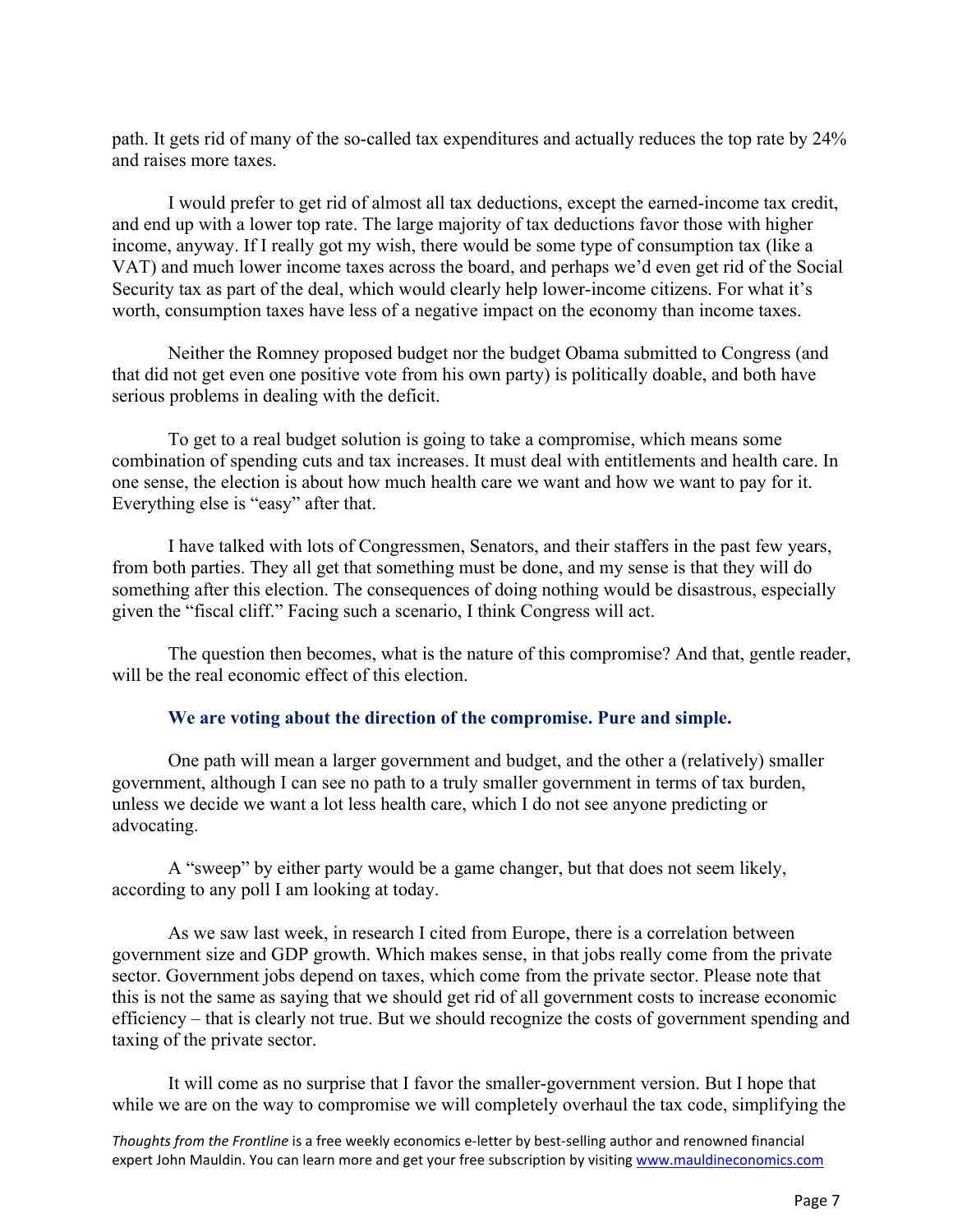path. It gets rid of many of the so-called tax expenditures and actually reduces the top rate by 24% and raises more taxes.

I would prefer to get rid of almost all tax deductions, except the earned-income tax credit, and end up with a lower top rate. The large majority of tax deductions favor those with higher income, anyway. If I really got my wish, there would be some type of consumption tax (like a VAT) and much lower income taxes across the board, and perhaps we'd even get rid of the Social Security tax as part of the deal, which would clearly help lower-income citizens. For what it's worth, consumption taxes have less of a negative impact on the economy than income taxes.

Neither the Romney proposed budget nor the budget Obama submitted to Congress (and that did not get even one positive vote from his own party) is politically doable, and both have serious problems in dealing with the deficit.

To get to a real budget solution is going to take a compromise, which means some combination of spending cuts and tax increases. It must deal with entitlements and health care. In one sense, the election is about how much health care we want and how we want to pay for it. Everything else is "easy" after that.

I have talked with lots of Congressmen, Senators, and their staffers in the past few years, from both parties. They all get that something must be done, and my sense is that they will do something after this election. The consequences of doing nothing would be disastrous, especially given the "fiscal cliff." Facing such a scenario, I think Congress will act.

The question then becomes, what is the nature of this compromise? And that, gentle reader, will be the real economic effect of this election.

**We are voting about the direction of the compromise. Pure and simple.**

One path will mean a larger government and budget, and the other a (relatively) smaller government, although I can see no path to a truly smaller government in terms of tax burden, unless we decide we want a lot less health care, which I do not see anyone predicting or advocating.

A "sweep" by either party would be a game changer, but that does not seem likely, according to any poll I am looking at today.

As we saw last week, in research I cited from Europe, there is a correlation between government size and GDP growth. Which makes sense, in that jobs really come from the private sector. Government jobs depend on taxes, which come from the private sector. Please note that this is not the same as saying that we should get rid of all government costs to increase economic efficiency – that is clearly not true. But we should recognize the costs of government spending and taxing of the private sector.

It will come as no surprise that I favor the smaller-government version. But I hope that while we are on the way to compromise we will completely overhaul the tax code, simplifying the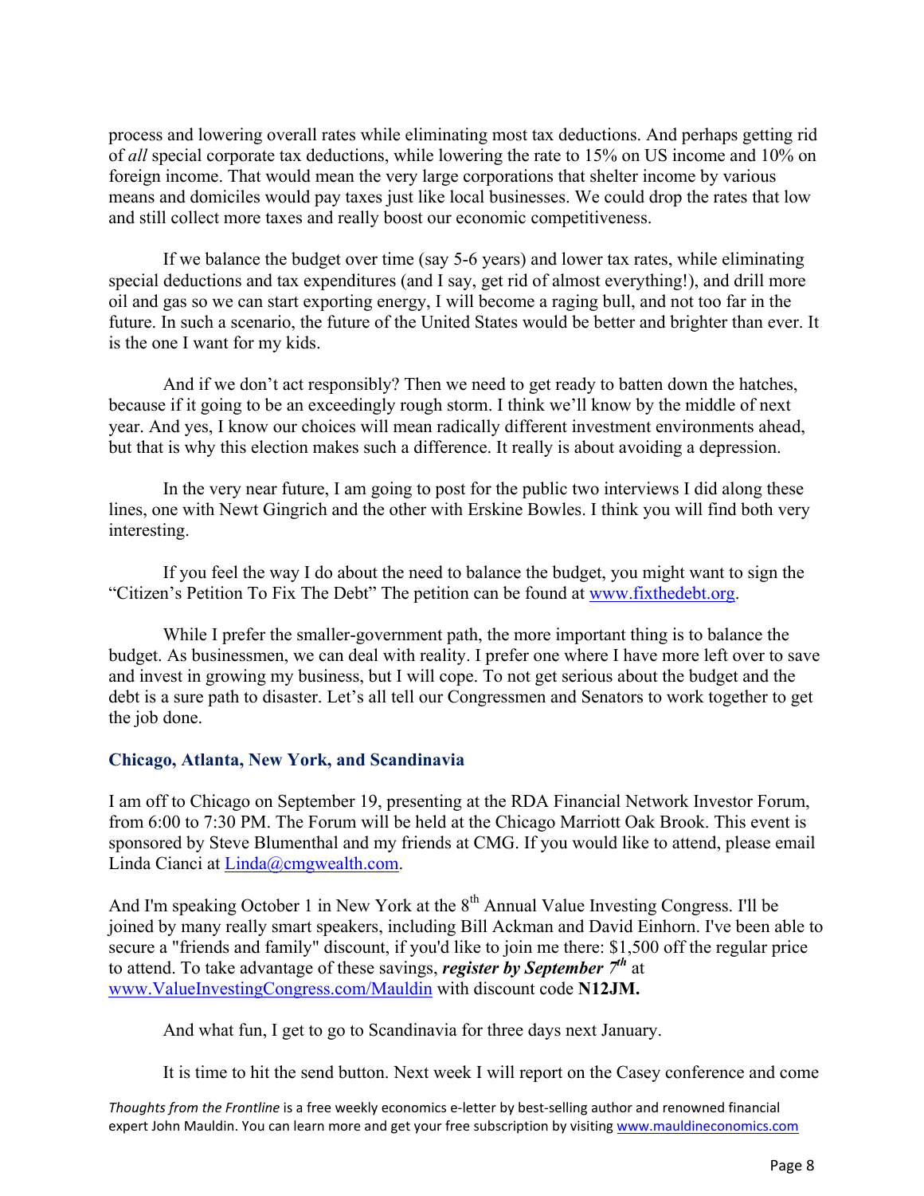process and lowering overall rates while eliminating most tax deductions. And perhaps getting rid of *all* special corporate tax deductions, while lowering the rate to 15% on US income and 10% on foreign income. That would mean the very large corporations that shelter income by various means and domiciles would pay taxes just like local businesses. We could drop the rates that low and still collect more taxes and really boost our economic competitiveness.

If we balance the budget over time (say 5-6 years) and lower tax rates, while eliminating special deductions and tax expenditures (and I say, get rid of almost everything!), and drill more oil and gas so we can start exporting energy, I will become a raging bull, and not too far in the future. In such a scenario, the future of the United States would be better and brighter than ever. It is the one I want for my kids.

And if we don't act responsibly? Then we need to get ready to batten down the hatches, because if it going to be an exceedingly rough storm. I think we'll know by the middle of next year. And yes, I know our choices will mean radically different investment environments ahead, but that is why this election makes such a difference. It really is about avoiding a depression.

In the very near future, I am going to post for the public two interviews I did along these lines, one with Newt Gingrich and the other with Erskine Bowles. I think you will find both very interesting.

If you feel the way I do about the need to balance the budget, you might want to sign the "Citizen's Petition To Fix The Debt" The petition can be found at [www.fixthedebt.org](http://www.fixthedebt.org).

While I prefer the smaller-government path, the more important thing is to balance the budget. As businessmen, we can deal with reality. I prefer one where I have more left over to save and invest in growing my business, but I will cope. To not get serious about the budget and the debt is a sure path to disaster. Let's all tell our Congressmen and Senators to work together to get the job done.

### Chicago, Atlanta, New York, and Scandinavia

I am off to Chicago on September 19, presenting at the RDA Financial Network Investor Forum, from 6:00 to 7:30 PM. The Forum will be held at the Chicago Marriott Oak Brook. This event is sponsored by Steve Blumenthal and my friends at CMG. If you would like to attend, please email Linda Cianci at [Linda@cmgwealth.com](mailto:Linda@cmgwealth.com).

And I'm speaking October 1 in New York at the 8th Annual Value Investing Congress. I'll be joined by many really smart speakers, including Bill Ackman and David Einhorn. I've been able to secure a "friends and family" discount, if you'd like to join me there: $1,500 off the regular price to attend. To take advantage of these savings, ***register by September 7th*** at [www.ValueInvestingCongress.com/Mauldin](http://www.ValueInvestingCongress.com/Mauldin) with discount code **N12JM.**

And what fun, I get to go to Scandinavia for three days next January.

It is time to hit the send button. Next week I will report on the Casey conference and come

*Thoughts from the Frontline* is a free weekly economics e-letter by best-selling author and renowned financial expert John Mauldin. You can learn more and get your free subscription by visiting [www.mauldineconomics.com](http://www.mauldineconomics.com)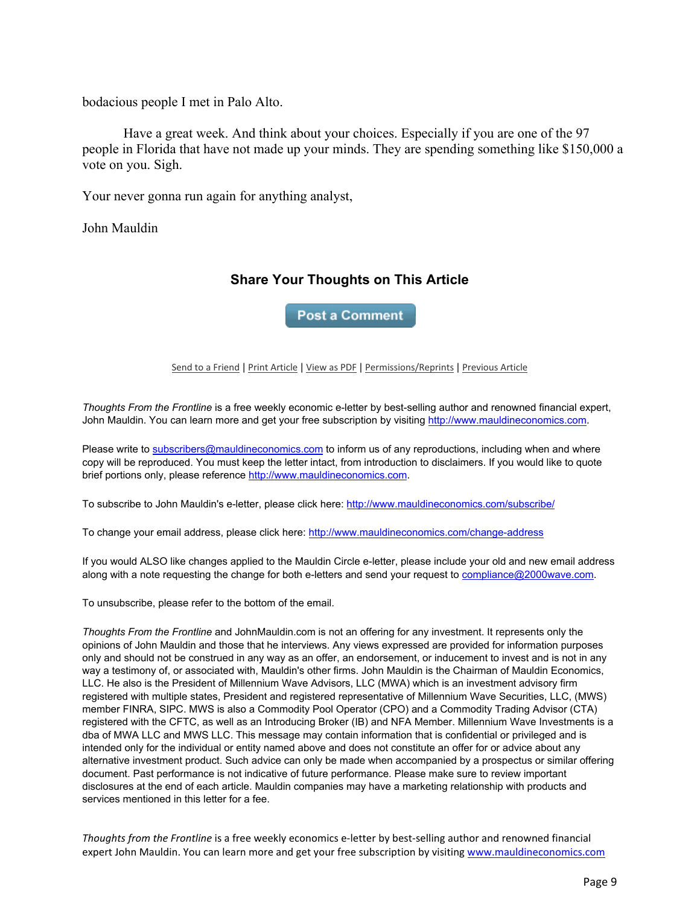bodacious people I met in Palo Alto.

Have a great week. And think about your choices. Especially if you are one of the 97 people in Florida that have not made up your minds. They are spending something like $150,000 a vote on you. Sigh.

Your never gonna run again for anything analyst,

John Mauldin

### Share Your Thoughts on This Article

Post a Comment

Send to a Friend | Print Article | View as PDF | Permissions/Reprints | Previous Article

*Thoughts From the Frontline* is a free weekly economic e-letter by best-selling author and renowned financial expert, John Mauldin. You can learn more and get your free subscription by visiting http://www.mauldineconomics.com.

Please write to subscribers@mauldineconomics.com to inform us of any reproductions, including when and where copy will be reproduced. You must keep the letter intact, from introduction to disclaimers. If you would like to quote brief portions only, please reference http://www.mauldineconomics.com.

To subscribe to John Mauldin's e-letter, please click here: http://www.mauldineconomics.com/subscribe/

To change your email address, please click here: http://www.mauldineconomics.com/change-address

If you would ALSO like changes applied to the Mauldin Circle e-letter, please include your old and new email address along with a note requesting the change for both e-letters and send your request to compliance@2000wave.com.

To unsubscribe, please refer to the bottom of the email.

*Thoughts From the Frontline* and JohnMauldin.com is not an offering for any investment. It represents only the opinions of John Mauldin and those that he interviews. Any views expressed are provided for information purposes only and should not be construed in any way as an offer, an endorsement, or inducement to invest and is not in any way a testimony of, or associated with, Mauldin's other firms. John Mauldin is the Chairman of Mauldin Economics, LLC. He also is the President of Millennium Wave Advisors, LLC (MWA) which is an investment advisory firm registered with multiple states, President and registered representative of Millennium Wave Securities, LLC, (MWS) member FINRA, SIPC. MWS is also a Commodity Pool Operator (CPO) and a Commodity Trading Advisor (CTA) registered with the CFTC, as well as an Introducing Broker (IB) and NFA Member. Millennium Wave Investments is a dba of MWA LLC and MWS LLC. This message may contain information that is confidential or privileged and is intended only for the individual or entity named above and does not constitute an offer for or advice about any alternative investment product. Such advice can only be made when accompanied by a prospectus or similar offering document. Past performance is not indicative of future performance. Please make sure to review important disclosures at the end of each article. Mauldin companies may have a marketing relationship with products and services mentioned in this letter for a fee.

*Thoughts from the Frontline* is a free weekly economics e-letter by best-selling author and renowned financial expert John Mauldin. You can learn more and get your free subscription by visiting www.mauldineconomics.com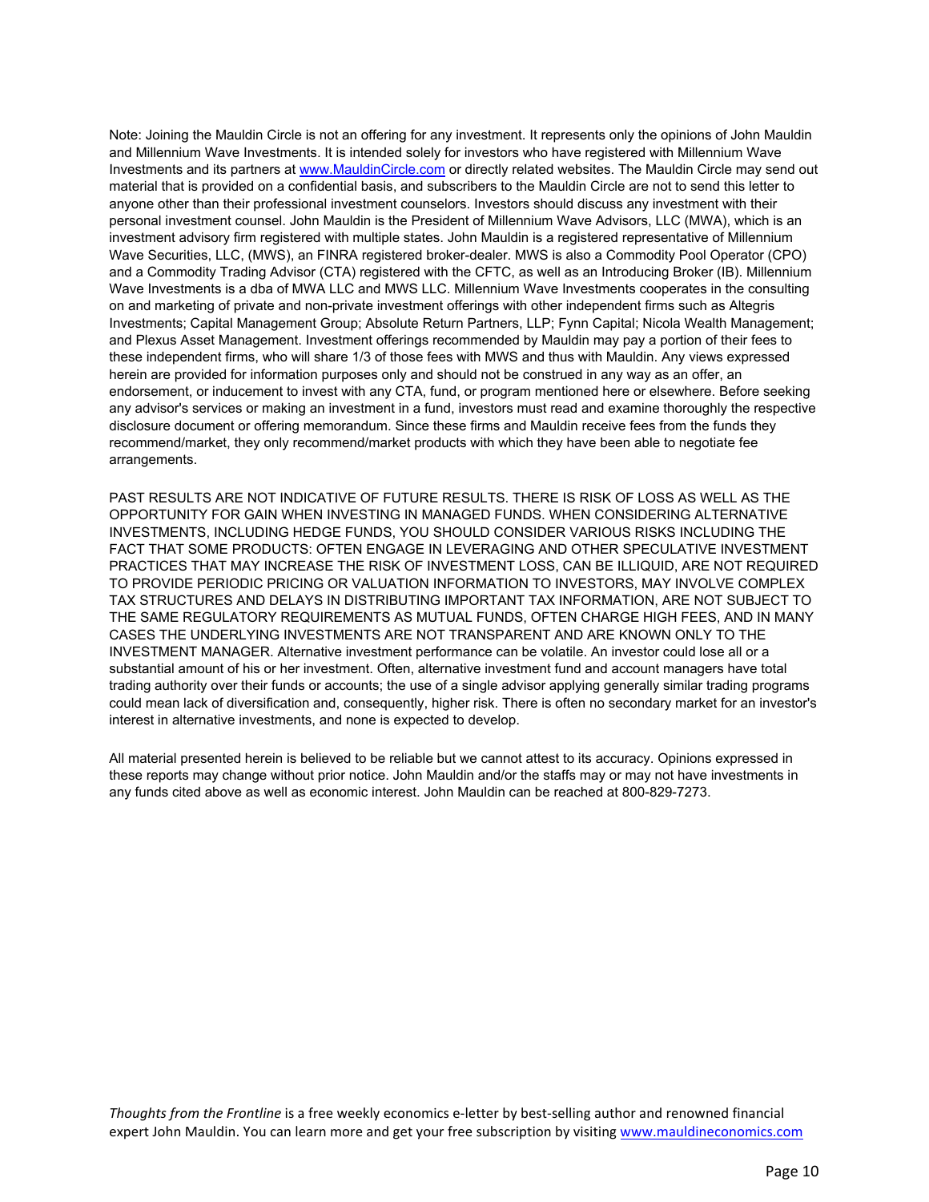Note: Joining the Mauldin Circle is not an offering for any investment. It represents only the opinions of John Mauldin and Millennium Wave Investments. It is intended solely for investors who have registered with Millennium Wave Investments and its partners at [www.MauldinCircle.com](http://www.MauldinCircle.com) or directly related websites. The Mauldin Circle may send out material that is provided on a confidential basis, and subscribers to the Mauldin Circle are not to send this letter to anyone other than their professional investment counselors. Investors should discuss any investment with their personal investment counsel. John Mauldin is the President of Millennium Wave Advisors, LLC (MWA), which is an investment advisory firm registered with multiple states. John Mauldin is a registered representative of Millennium Wave Securities, LLC, (MWS), an FINRA registered broker-dealer. MWS is also a Commodity Pool Operator (CPO) and a Commodity Trading Advisor (CTA) registered with the CFTC, as well as an Introducing Broker (IB). Millennium Wave Investments is a dba of MWA LLC and MWS LLC. Millennium Wave Investments cooperates in the consulting on and marketing of private and non-private investment offerings with other independent firms such as Altegris Investments; Capital Management Group; Absolute Return Partners, LLP; Fynn Capital; Nicola Wealth Management; and Plexus Asset Management. Investment offerings recommended by Mauldin may pay a portion of their fees to these independent firms, who will share 1/3 of those fees with MWS and thus with Mauldin. Any views expressed herein are provided for information purposes only and should not be construed in any way as an offer, an endorsement, or inducement to invest with any CTA, fund, or program mentioned here or elsewhere. Before seeking any advisor's services or making an investment in a fund, investors must read and examine thoroughly the respective disclosure document or offering memorandum. Since these firms and Mauldin receive fees from the funds they recommend/market, they only recommend/market products with which they have been able to negotiate fee arrangements.

PAST RESULTS ARE NOT INDICATIVE OF FUTURE RESULTS. THERE IS RISK OF LOSS AS WELL AS THE OPPORTUNITY FOR GAIN WHEN INVESTING IN MANAGED FUNDS. WHEN CONSIDERING ALTERNATIVE INVESTMENTS, INCLUDING HEDGE FUNDS, YOU SHOULD CONSIDER VARIOUS RISKS INCLUDING THE FACT THAT SOME PRODUCTS: OFTEN ENGAGE IN LEVERAGING AND OTHER SPECULATIVE INVESTMENT PRACTICES THAT MAY INCREASE THE RISK OF INVESTMENT LOSS, CAN BE ILLIQUID, ARE NOT REQUIRED TO PROVIDE PERIODIC PRICING OR VALUATION INFORMATION TO INVESTORS, MAY INVOLVE COMPLEX TAX STRUCTURES AND DELAYS IN DISTRIBUTING IMPORTANT TAX INFORMATION, ARE NOT SUBJECT TO THE SAME REGULATORY REQUIREMENTS AS MUTUAL FUNDS, OFTEN CHARGE HIGH FEES, AND IN MANY CASES THE UNDERLYING INVESTMENTS ARE NOT TRANSPARENT AND ARE KNOWN ONLY TO THE INVESTMENT MANAGER. Alternative investment performance can be volatile. An investor could lose all or a substantial amount of his or her investment. Often, alternative investment fund and account managers have total trading authority over their funds or accounts; the use of a single advisor applying generally similar trading programs could mean lack of diversification and, consequently, higher risk. There is often no secondary market for an investor's interest in alternative investments, and none is expected to develop.

All material presented herein is believed to be reliable but we cannot attest to its accuracy. Opinions expressed in these reports may change without prior notice. John Mauldin and/or the staffs may or may not have investments in any funds cited above as well as economic interest. John Mauldin can be reached at 800-829-7273.

*Thoughts from the Frontline* is a free weekly economics e-letter by best-selling author and renowned financial expert John Mauldin. You can learn more and get your free subscription by visiting [www.mauldineconomics.com](http://www.mauldineconomics.com)